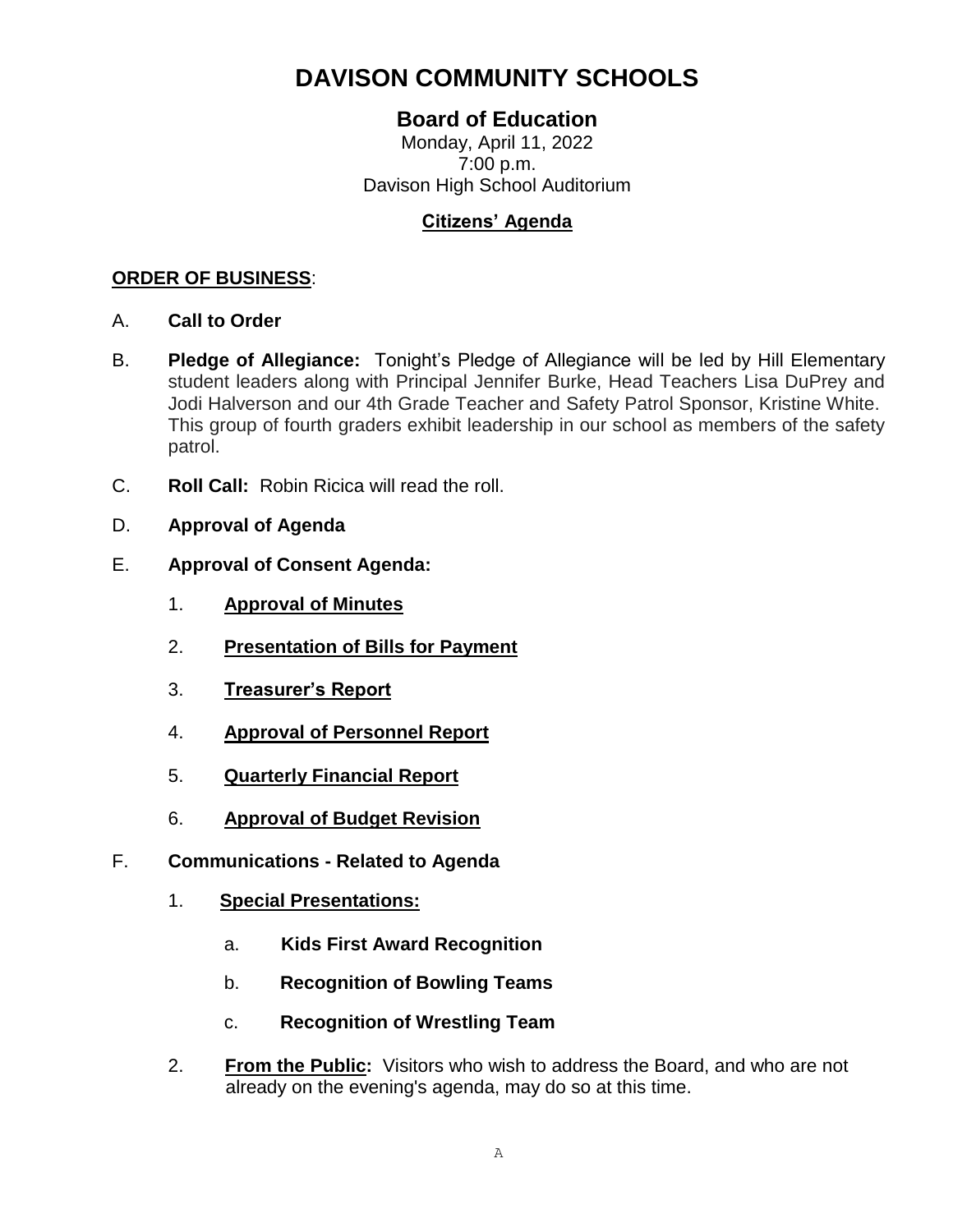# DAVISON COMMUNITY SCHOOLS

## Board of Education

Monday, April 11, 2022
7:00 p.m.
Davison High School Auditorium

**Citizens' Agenda**

**ORDER OF BUSINESS**:

A. **Call to Order**

B. **Pledge of Allegiance:** Tonight's Pledge of Allegiance will be led by Hill Elementary student leaders along with Principal Jennifer Burke, Head Teachers Lisa DuPrey and Jodi Halverson and our 4th Grade Teacher and Safety Patrol Sponsor, Kristine White. This group of fourth graders exhibit leadership in our school as members of the safety patrol.

C. **Roll Call:** Robin Ricica will read the roll.

D. **Approval of Agenda**

E. **Approval of Consent Agenda:**

1. **Approval of Minutes**
2. **Presentation of Bills for Payment**
3. **Treasurer's Report**
4. **Approval of Personnel Report**
5. **Quarterly Financial Report**
6. **Approval of Budget Revision**

F. **Communications - Related to Agenda**

1. **Special Presentations:**
   a. **Kids First Award Recognition**
   b. **Recognition of Bowling Teams**
   c. **Recognition of Wrestling Team**
2. **From the Public:** Visitors who wish to address the Board, and who are not already on the evening's agenda, may do so at this time.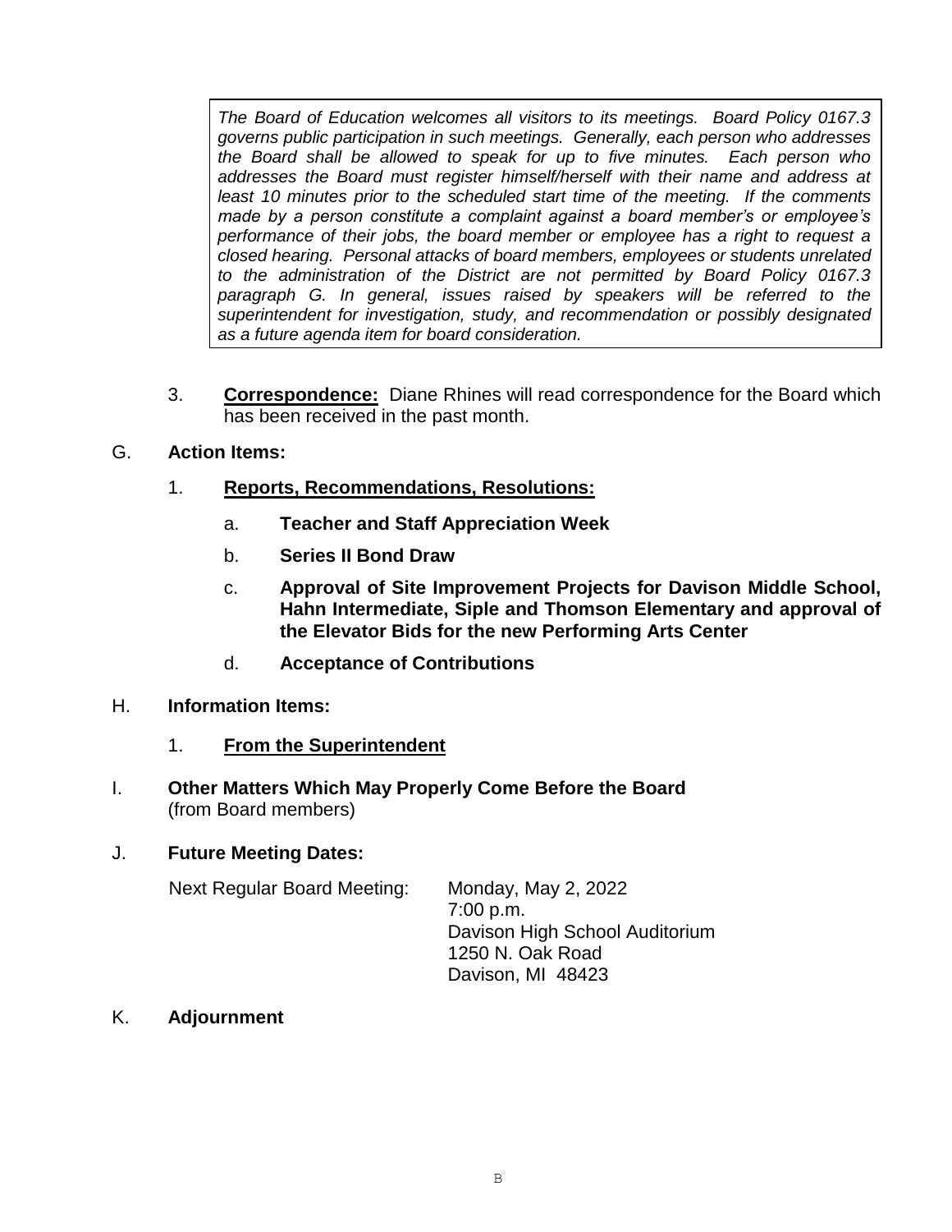*The Board of Education welcomes all visitors to its meetings. Board Policy 0167.3 governs public participation in such meetings. Generally, each person who addresses the Board shall be allowed to speak for up to five minutes. Each person who addresses the Board must register himself/herself with their name and address at least 10 minutes prior to the scheduled start time of the meeting. If the comments made by a person constitute a complaint against a board member's or employee's performance of their jobs, the board member or employee has a right to request a closed hearing. Personal attacks of board members, employees or students unrelated to the administration of the District are not permitted by Board Policy 0167.3 paragraph G. In general, issues raised by speakers will be referred to the superintendent for investigation, study, and recommendation or possibly designated as a future agenda item for board consideration.*

3. **Correspondence:** Diane Rhines will read correspondence for the Board which has been received in the past month.

G. **Action Items:**

1. **Reports, Recommendations, Resolutions:**

   a. **Teacher and Staff Appreciation Week**

   b. **Series II Bond Draw**

   c. **Approval of Site Improvement Projects for Davison Middle School, Hahn Intermediate, Siple and Thomson Elementary and approval of the Elevator Bids for the new Performing Arts Center**

   d. **Acceptance of Contributions**

H. **Information Items:**

1. **From the Superintendent**

I. **Other Matters Which May Properly Come Before the Board** (from Board members)

J. **Future Meeting Dates:**

Next Regular Board Meeting: Monday, May 2, 2022
7:00 p.m.
Davison High School Auditorium
1250 N. Oak Road
Davison, MI 48423

K. **Adjournment**

B